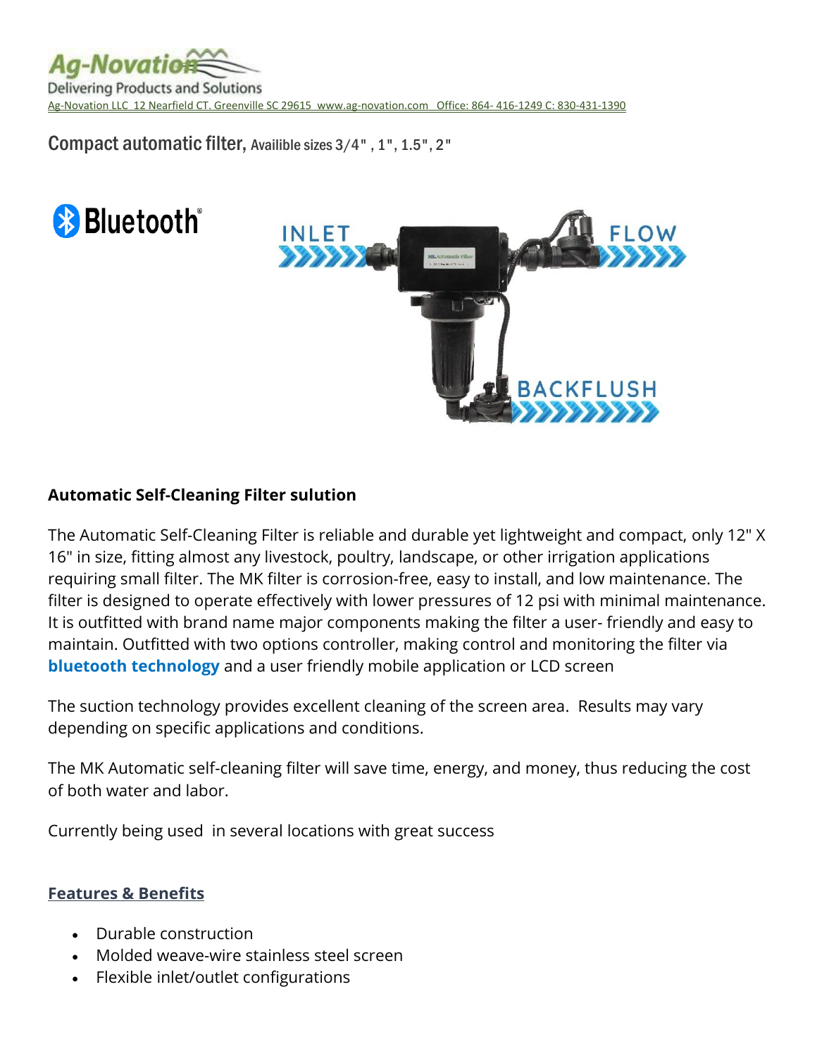Ag-Novation

Delivering Products and Solutions

Ag-Novation LLC 12 Nearfield CT. Greenville SC 29615 www.ag-novation.com Office: 864- 416-1249 C: 830-431-1390

Compact automatic filter, Availible sizes 3/4" , 1", 1.5", 2"

Bluetooth®

INLET

FLOW

BACKFLUSH

**Automatic Self-Cleaning Filter sulution**

The Automatic Self-Cleaning Filter is reliable and durable yet lightweight and compact, only 12" X 16" in size, fitting almost any livestock, poultry, landscape, or other irrigation applications requiring small filter. The MK filter is corrosion-free, easy to install, and low maintenance. The filter is designed to operate effectively with lower pressures of 12 psi with minimal maintenance. It is outfitted with brand name major components making the filter a user- friendly and easy to maintain. Outfitted with two options controller, making control and monitoring the filter via **bluetooth technology** and a user friendly mobile application or LCD screen

The suction technology provides excellent cleaning of the screen area. Results may vary depending on specific applications and conditions.

The MK Automatic self-cleaning filter will save time, energy, and money, thus reducing the cost of both water and labor.

Currently being used in several locations with great success

**Features & Benefits**

- Durable construction
- Molded weave-wire stainless steel screen
- Flexible inlet/outlet configurations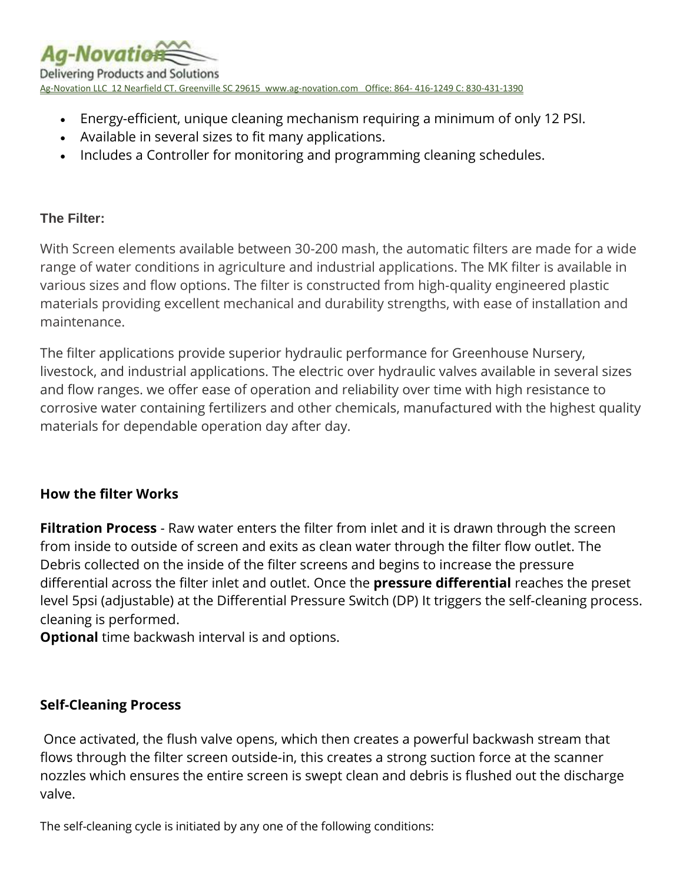- Energy-efficient, unique cleaning mechanism requiring a minimum of only 12 PSI.
- Available in several sizes to fit many applications.
- Includes a Controller for monitoring and programming cleaning schedules.

### The Filter:

With Screen elements available between 30-200 mash, the automatic filters are made for a wide range of water conditions in agriculture and industrial applications. The MK filter is available in various sizes and flow options. The filter is constructed from high-quality engineered plastic materials providing excellent mechanical and durability strengths, with ease of installation and maintenance.

The filter applications provide superior hydraulic performance for Greenhouse Nursery, livestock, and industrial applications. The electric over hydraulic valves available in several sizes and flow ranges. we offer ease of operation and reliability over time with high resistance to corrosive water containing fertilizers and other chemicals, manufactured with the highest quality materials for dependable operation day after day.

### How the filter Works

**Filtration Process** - Raw water enters the filter from inlet and it is drawn through the screen from inside to outside of screen and exits as clean water through the filter flow outlet. The Debris collected on the inside of the filter screens and begins to increase the pressure differential across the filter inlet and outlet. Once the **pressure differential** reaches the preset level 5psi (adjustable) at the Differential Pressure Switch (DP) It triggers the self-cleaning process. cleaning is performed.
**Optional** time backwash interval is and options.

### Self-Cleaning Process

Once activated, the flush valve opens, which then creates a powerful backwash stream that flows through the filter screen outside-in, this creates a strong suction force at the scanner nozzles which ensures the entire screen is swept clean and debris is flushed out the discharge valve.

The self-cleaning cycle is initiated by any one of the following conditions: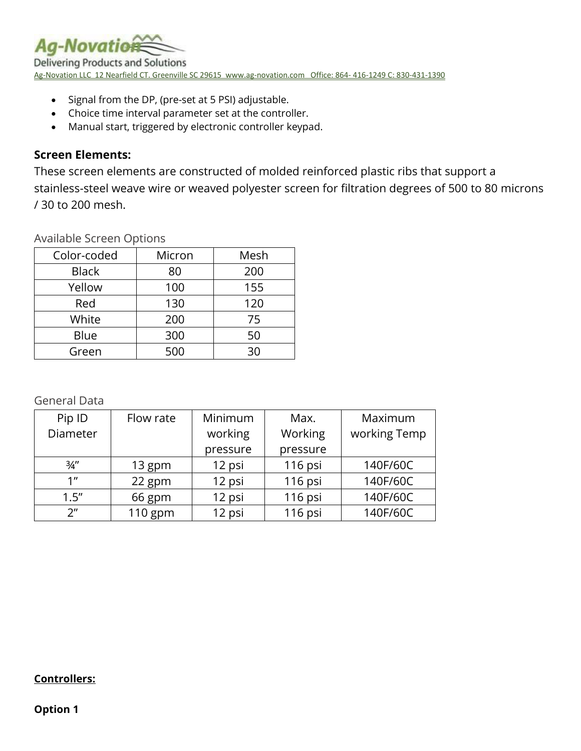- Signal from the DP, (pre-set at 5 PSI) adjustable.
- Choice time interval parameter set at the controller.
- Manual start, triggered by electronic controller keypad.

**Screen Elements:**

These screen elements are constructed of molded reinforced plastic ribs that support a stainless-steel weave wire or weaved polyester screen for filtration degrees of 500 to 80 microns / 30 to 200 mesh.

Available Screen Options

| Color-coded | Micron | Mesh |
|---|---|---|
| Black | 80 | 200 |
| Yellow | 100 | 155 |
| Red | 130 | 120 |
| White | 200 | 75 |
| Blue | 300 | 50 |
| Green | 500 | 30 |

General Data

| Pip ID Diameter | Flow rate | Minimum working pressure | Max. Working pressure | Maximum working Temp |
|---|---|---|---|---|
| ¾" | 13 gpm | 12 psi | 116 psi | 140F/60C |
| 1" | 22 gpm | 12 psi | 116 psi | 140F/60C |
| 1.5" | 66 gpm | 12 psi | 116 psi | 140F/60C |
| 2" | 110 gpm | 12 psi | 116 psi | 140F/60C |

**Controllers:**

**Option 1**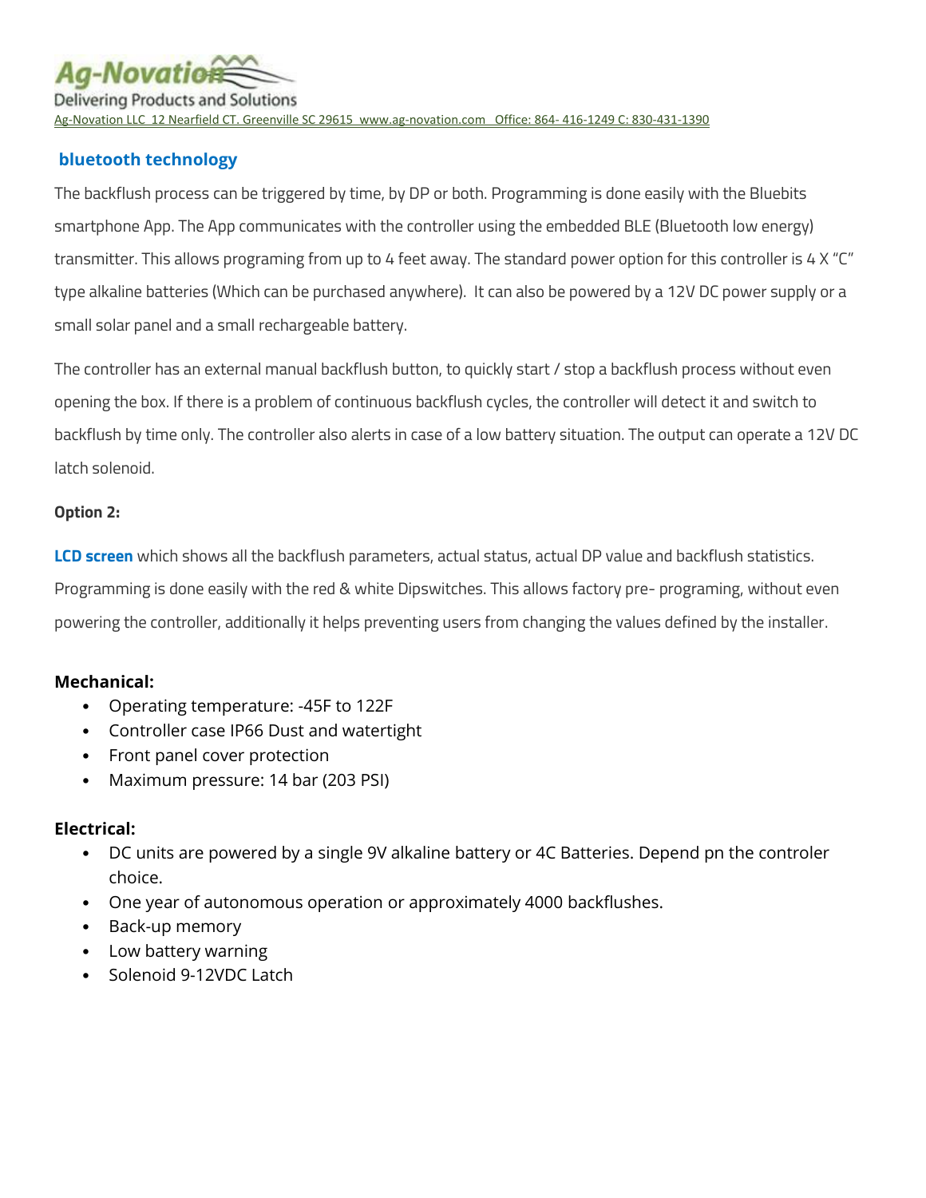**bluetooth technology**

The backflush process can be triggered by time, by DP or both. Programming is done easily with the Bluebits smartphone App. The App communicates with the controller using the embedded BLE (Bluetooth low energy) transmitter. This allows programing from up to 4 feet away. The standard power option for this controller is 4 X "C" type alkaline batteries (Which can be purchased anywhere). It can also be powered by a 12V DC power supply or a small solar panel and a small rechargeable battery.

The controller has an external manual backflush button, to quickly start / stop a backflush process without even opening the box. If there is a problem of continuous backflush cycles, the controller will detect it and switch to backflush by time only. The controller also alerts in case of a low battery situation. The output can operate a 12V DC latch solenoid.

**Option 2:**

**LCD screen** which shows all the backflush parameters, actual status, actual DP value and backflush statistics. Programming is done easily with the red & white Dipswitches. This allows factory pre- programing, without even powering the controller, additionally it helps preventing users from changing the values defined by the installer.

**Mechanical:**

- Operating temperature: -45F to 122F
- Controller case IP66 Dust and watertight
- Front panel cover protection
- Maximum pressure: 14 bar (203 PSI)

**Electrical:**

- DC units are powered by a single 9V alkaline battery or 4C Batteries. Depend pn the controler choice.
- One year of autonomous operation or approximately 4000 backflushes.
- Back-up memory
- Low battery warning
- Solenoid 9-12VDC Latch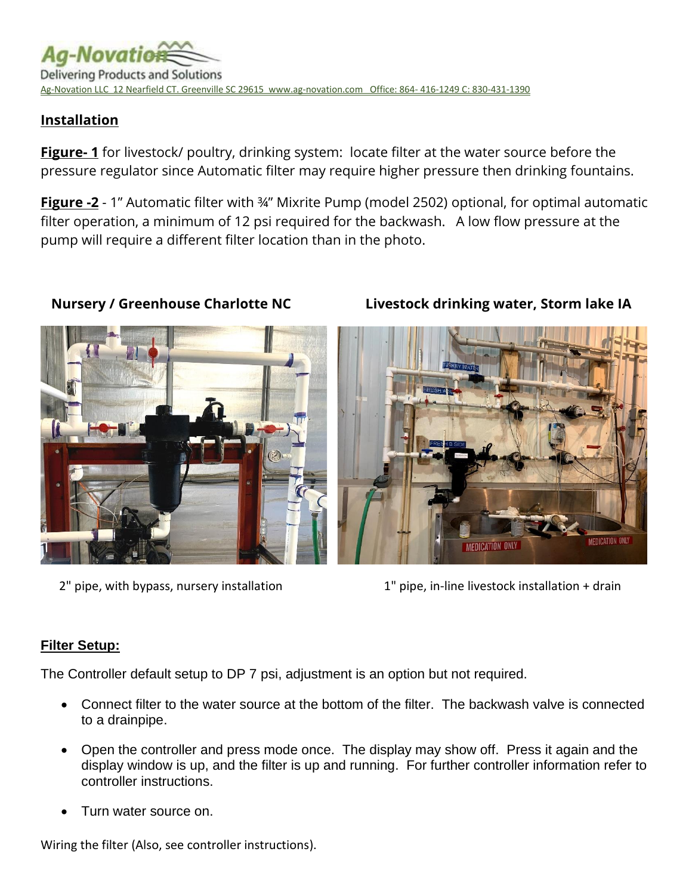## Installation

**Figure- 1** for livestock/ poultry, drinking system: locate filter at the water source before the pressure regulator since Automatic filter may require higher pressure then drinking fountains.

**Figure -2** - 1" Automatic filter with ¾" Mixrite Pump (model 2502) optional, for optimal automatic filter operation, a minimum of 12 psi required for the backwash. A low flow pressure at the pump will require a different filter location than in the photo.

**Nursery / Greenhouse Charlotte NC**

2" pipe, with bypass, nursery installation

**Livestock drinking water, Storm lake IA**

1" pipe, in-line livestock installation + drain

## Filter Setup:

The Controller default setup to DP 7 psi, adjustment is an option but not required.

- Connect filter to the water source at the bottom of the filter. The backwash valve is connected to a drainpipe.
- Open the controller and press mode once. The display may show off. Press it again and the display window is up, and the filter is up and running. For further controller information refer to controller instructions.
- Turn water source on.

Wiring the filter (Also, see controller instructions).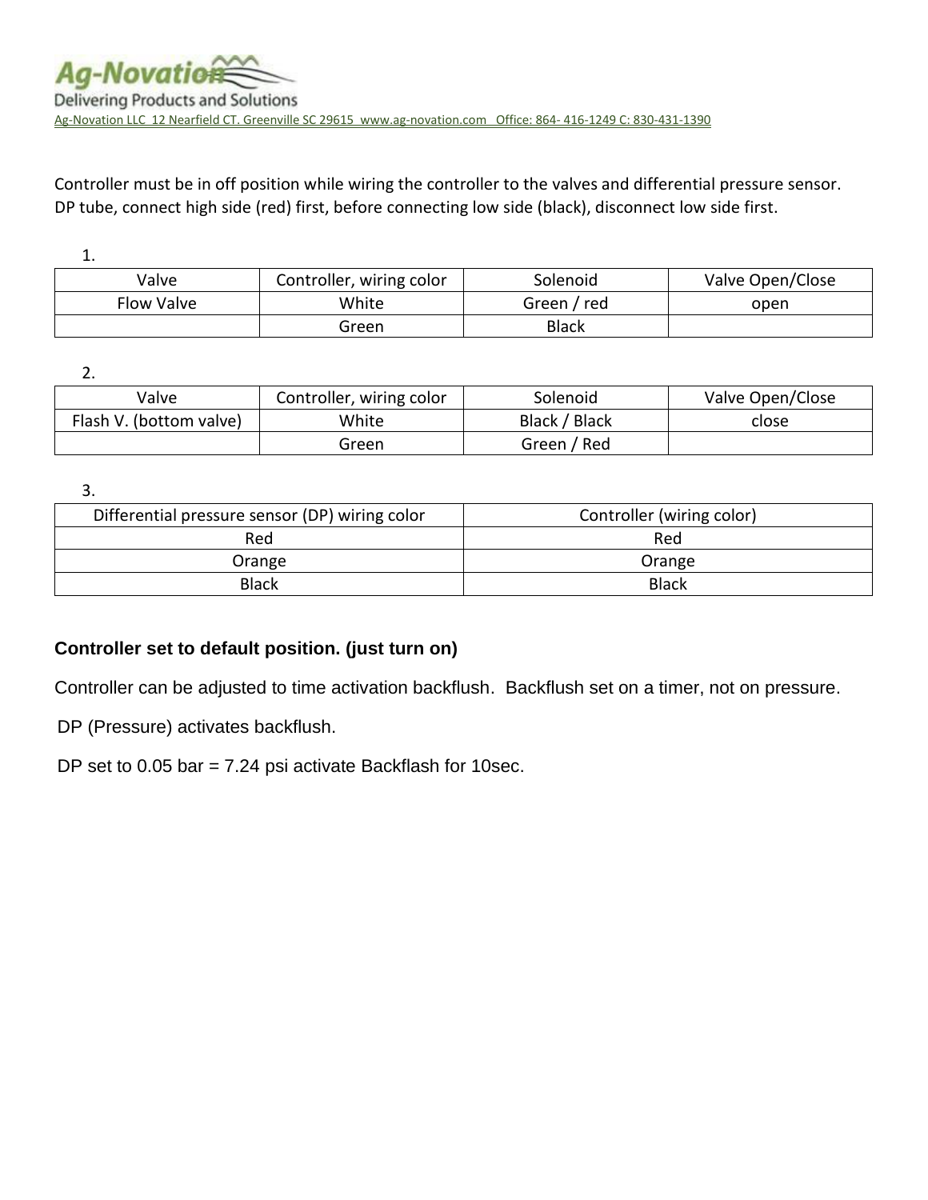Controller must be in off position while wiring the controller to the valves and differential pressure sensor.
DP tube, connect high side (red) first, before connecting low side (black), disconnect low side first.

1.

| Valve | Controller, wiring color | Solenoid | Valve Open/Close |
|---|---|---|---|
| Flow Valve | White | Green / red | open |
| | Green | Black | |

2.

| Valve | Controller, wiring color | Solenoid | Valve Open/Close |
|---|---|---|---|
| Flash V. (bottom valve) | White | Black / Black | close |
| | Green | Green / Red | |

3.

| Differential pressure sensor (DP) wiring color | Controller (wiring color) |
|---|---|
| Red | Red |
| Orange | Orange |
| Black | Black |

**Controller set to default position. (just turn on)**

Controller can be adjusted to time activation backflush. Backflush set on a timer, not on pressure.

DP (Pressure) activates backflush.

DP set to 0.05 bar = 7.24 psi activate Backflash for 10sec.